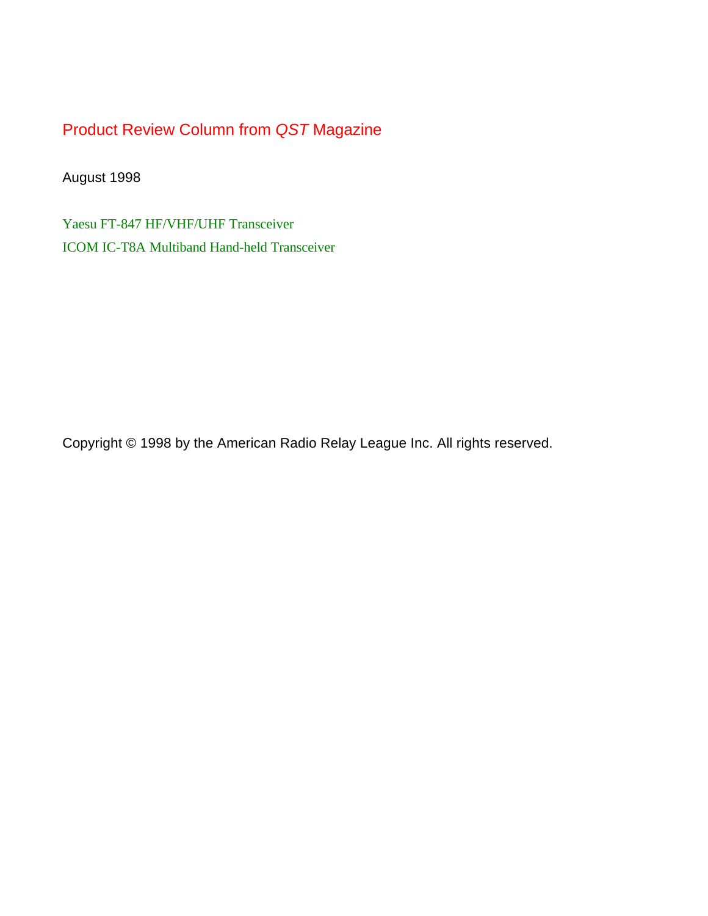# Product Review Column from *QST* Magazine

August 1998

Yaesu FT-847 HF/VHF/UHF Transceiver

ICOM IC-T8A Multiband Hand-held Transceiver

Copyright © 1998 by the American Radio Relay League Inc. All rights reserved.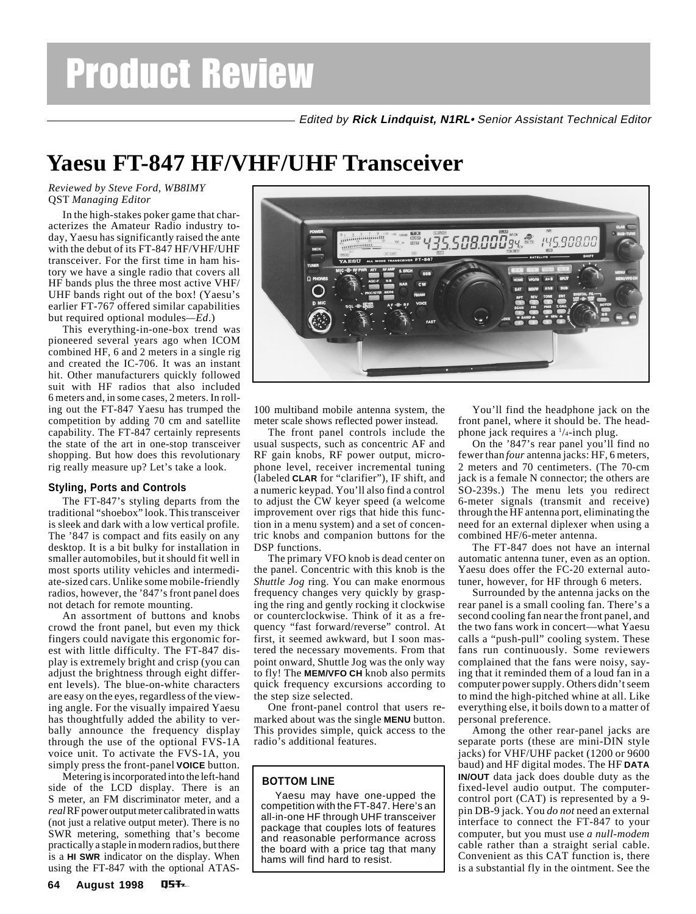# Product Review

Edited by **Rick Lindquist, N1RL**• Senior Assistant Technical Editor

## Yaesu FT-847 HF/VHF/UHF Transceiver

*Reviewed by Steve Ford, WB8IMY*
*QST Managing Editor*

In the high-stakes poker game that characterizes the Amateur Radio industry today, Yaesu has significantly raised the ante with the debut of its FT-847 HF/VHF/UHF transceiver. For the first time in ham history we have a single radio that covers all HF bands plus the three most active VHF/UHF bands right out of the box! (Yaesu's earlier FT-767 offered similar capabilities but required optional modules—*Ed*.)

This everything-in-one-box trend was pioneered several years ago when ICOM combined HF, 6 and 2 meters in a single rig and created the IC-706. It was an instant hit. Other manufacturers quickly followed suit with HF radios that also included 6 meters and, in some cases, 2 meters. In rolling out the FT-847 Yaesu has trumped the competition by adding 70 cm and satellite capability. The FT-847 certainly represents the state of the art in one-stop transceiver shopping. But how does this revolutionary rig really measure up? Let's take a look.

### Styling, Ports and Controls

The FT-847's styling departs from the traditional "shoebox" look. This transceiver is sleek and dark with a low vertical profile. The '847 is compact and fits easily on any desktop. It is a bit bulky for installation in smaller automobiles, but it should fit well in most sports utility vehicles and intermediate-sized cars. Unlike some mobile-friendly radios, however, the '847's front panel does not detach for remote mounting.

An assortment of buttons and knobs crowd the front panel, but even my thick fingers could navigate this ergonomic forest with little difficulty. The FT-847 display is extremely bright and crisp (you can adjust the brightness through eight different levels). The blue-on-white characters are easy on the eyes, regardless of the viewing angle. For the visually impaired Yaesu has thoughtfully added the ability to verbally announce the frequency display through the use of the optional FVS-1A voice unit. To activate the FVS-1A, you simply press the front-panel **VOICE** button.

Metering is incorporated into the left-hand side of the LCD display. There is an S meter, an FM discriminator meter, and a *real* RF power output meter calibrated in watts (not just a relative output meter). There is no SWR metering, something that's become practically a staple in modern radios, but there is a **HI SWR** indicator on the display. When using the FT-847 with the optional ATAS-100 multiband mobile antenna system, the meter scale shows reflected power instead.

The front panel controls include the usual suspects, such as concentric AF and RF gain knobs, RF power output, microphone level, receiver incremental tuning (labeled **CLAR** for "clarifier"), IF shift, and a numeric keypad. You'll also find a control to adjust the CW keyer speed (a welcome improvement over rigs that hide this function in a menu system) and a set of concentric knobs and companion buttons for the DSP functions.

The primary VFO knob is dead center on the panel. Concentric with this knob is the *Shuttle Jog* ring. You can make enormous frequency changes very quickly by grasping the ring and gently rocking it clockwise or counterclockwise. Think of it as a frequency "fast forward/reverse" control. At first, it seemed awkward, but I soon mastered the necessary movements. From that point onward, Shuttle Jog was the only way to fly! The **MEM/VFO CH** knob also permits quick frequency excursions according to the step size selected.

One front-panel control that users remarked about was the single **MENU** button. This provides simple, quick access to the radio's additional features.

> **BOTTOM LINE**
>
> Yaesu may have one-upped the competition with the FT-847. Here's an all-in-one HF through UHF transceiver package that couples lots of features and reasonable performance across the board with a price tag that many hams will find hard to resist.

You'll find the headphone jack on the front panel, where it should be. The headphone jack requires a 1/4-inch plug.

On the '847's rear panel you'll find no fewer than *four* antenna jacks: HF, 6 meters, 2 meters and 70 centimeters. (The 70-cm jack is a female N connector; the others are SO-239s.) The menu lets you redirect 6-meter signals (transmit and receive) through the HF antenna port, eliminating the need for an external diplexer when using a combined HF/6-meter antenna.

The FT-847 does not have an internal automatic antenna tuner, even as an option. Yaesu does offer the FC-20 external autotuner, however, for HF through 6 meters.

Surrounded by the antenna jacks on the rear panel is a small cooling fan. There's a second cooling fan near the front panel, and the two fans work in concert—what Yaesu calls a "push-pull" cooling system. These fans run continuously. Some reviewers complained that the fans were noisy, saying that it reminded them of a loud fan in a computer power supply. Others didn't seem to mind the high-pitched whine at all. Like everything else, it boils down to a matter of personal preference.

Among the other rear-panel jacks are separate ports (these are mini-DIN style jacks) for VHF/UHF packet (1200 or 9600 baud) and HF digital modes. The HF **DATA IN/OUT** data jack does double duty as the fixed-level audio output. The computer-control port (CAT) is represented by a 9-pin DB-9 jack. You *do not* need an external interface to connect the FT-847 to your computer, but you must use *a null-modem* cable rather than a straight serial cable. Convenient as this CAT function is, there is a substantial fly in the ointment. See the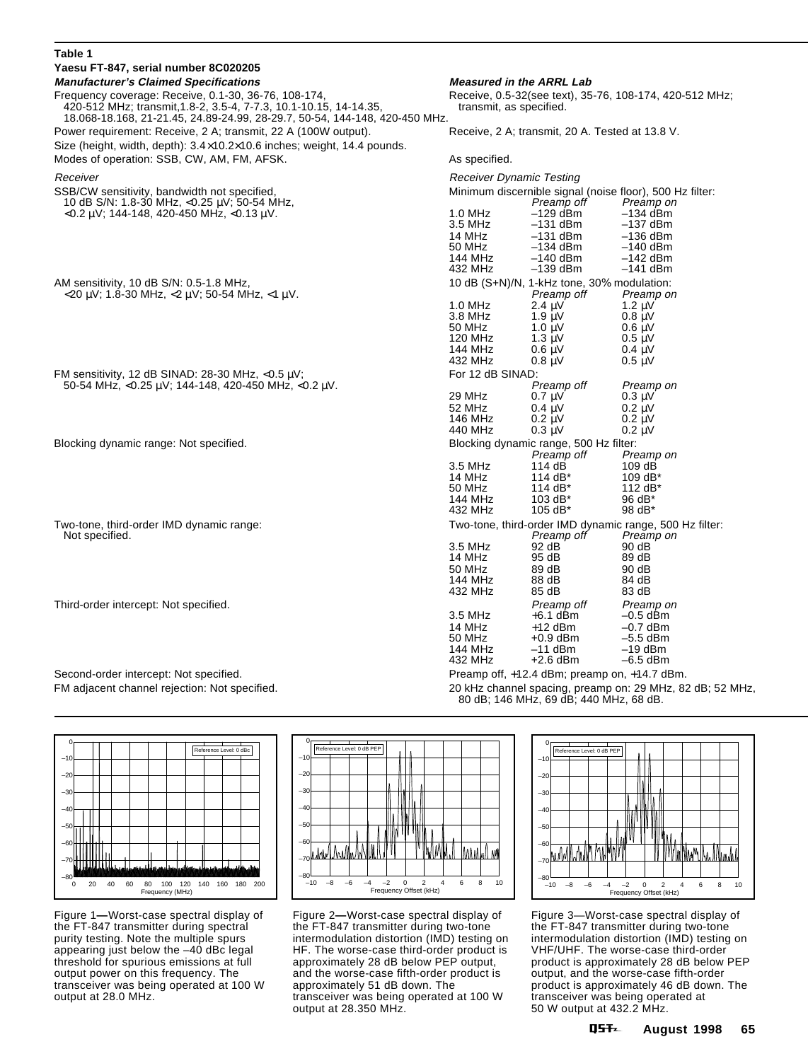**Table 1**

**Yaesu FT-847, serial number 8C020205**

| *Manufacturer's Claimed Specifications* | *Measured in the ARRL Lab* | | |
|---|---|---|---|
| Frequency coverage: Receive, 0.1-30, 36-76, 108-174, 420-512 MHz; transmit,1.8-2, 3.5-4, 7-7.3, 10.1-10.15, 14-14.35, 18.068-18.168, 21-21.45, 24.89-24.99, 28-29.7, 50-54, 144-148, 420-450 MHz. | Receive, 0.5-32(see text), 35-76, 108-174, 420-512 MHz; transmit, as specified. | | |
| Power requirement: Receive, 2 A; transmit, 22 A (100W output). | Receive, 2 A; transmit, 20 A. Tested at 13.8 V. | | |
| Size (height, width, depth): 3.4×10.2×10.6 inches; weight, 14.4 pounds. | | | |
| Modes of operation: SSB, CW, AM, FM, AFSK. | As specified. | | |
| *Receiver* | *Receiver Dynamic Testing* | | |
| SSB/CW sensitivity, bandwidth not specified, 10 dB S/N: 1.8-30 MHz, <0.25 µV; 50-54 MHz, <0.2 µV; 144-148, 420-450 MHz, <0.13 µV. | Minimum discernible signal (noise floor), 500 Hz filter: | | |
| | | *Preamp off* | *Preamp on* |
| | 1.0 MHz | –129 dBm | –134 dBm |
| | 3.5 MHz | –131 dBm | –137 dBm |
| | 14 MHz | –131 dBm | –136 dBm |
| | 50 MHz | –134 dBm | –140 dBm |
| | 144 MHz | –140 dBm | –142 dBm |
| | 432 MHz | –139 dBm | –141 dBm |
| AM sensitivity, 10 dB S/N: 0.5-1.8 MHz, <20 µV; 1.8-30 MHz, <2 µV; 50-54 MHz, <1 µV. | 10 dB (S+N)/N, 1-kHz tone, 30% modulation: | | |
| | | *Preamp off* | *Preamp on* |
| | 1.0 MHz | 2.4 µV | 1.2 µV |
| | 3.8 MHz | 1.9 µV | 0.8 µV |
| | 50 MHz | 1.0 µV | 0.6 µV |
| | 120 MHz | 1.3 µV | 0.5 µV |
| | 144 MHz | 0.6 µV | 0.4 µV |
| | 432 MHz | 0.8 µV | 0.5 µV |
| FM sensitivity, 12 dB SINAD: 28-30 MHz, <0.5 µV; 50-54 MHz, <0.25 µV; 144-148, 420-450 MHz, <0.2 µV. | For 12 dB SINAD: | | |
| | | *Preamp off* | *Preamp on* |
| | 29 MHz | 0.7 µV | 0.3 µV |
| | 52 MHz | 0.4 µV | 0.2 µV |
| | 146 MHz | 0.2 µV | 0.2 µV |
| | 440 MHz | 0.3 µV | 0.2 µV |
| Blocking dynamic range: Not specified. | Blocking dynamic range, 500 Hz filter: | | |
| | | *Preamp off* | *Preamp on* |
| | 3.5 MHz | 114 dB | 109 dB |
| | 14 MHz | 114 dB* | 109 dB* |
| | 50 MHz | 114 dB* | 112 dB* |
| | 144 MHz | 103 dB* | 96 dB* |
| | 432 MHz | 105 dB* | 98 dB* |
| Two-tone, third-order IMD dynamic range: Not specified. | Two-tone, third-order IMD dynamic range, 500 Hz filter: | | |
| | | *Preamp off* | *Preamp on* |
| | 3.5 MHz | 92 dB | 90 dB |
| | 14 MHz | 95 dB | 89 dB |
| | 50 MHz | 89 dB | 90 dB |
| | 144 MHz | 88 dB | 84 dB |
| | 432 MHz | 85 dB | 83 dB |
| Third-order intercept: Not specified. | | *Preamp off* | *Preamp on* |
| | 3.5 MHz | +6.1 dBm | –0.5 dBm |
| | 14 MHz | +12 dBm | –0.7 dBm |
| | 50 MHz | +0.9 dBm | –5.5 dBm |
| | 144 MHz | –11 dBm | –19 dBm |
| | 432 MHz | +2.6 dBm | –6.5 dBm |
| Second-order intercept: Not specified. | Preamp off, +12.4 dBm; preamp on, +14.7 dBm. | | |
| FM adjacent channel rejection: Not specified. | 20 kHz channel spacing, preamp on: 29 MHz, 82 dB; 52 MHz, 80 dB; 146 MHz, 69 dB; 440 MHz, 68 dB. | | |

Figure 1—Worst-case spectral display of the FT-847 transmitter during spectral purity testing. Note the multiple spurs appearing just below the –40 dBc legal threshold for spurious emissions at full output power on this frequency. The transceiver was being operated at 100 W output at 28.0 MHz.

Figure 2—Worst-case spectral display of the FT-847 transmitter during two-tone intermodulation distortion (IMD) testing on HF. The worse-case third-order product is approximately 28 dB below PEP output, and the worse-case fifth-order product is approximately 51 dB down. The transceiver was being operated at 100 W output at 28.350 MHz.

Figure 3—Worst-case spectral display of the FT-847 transmitter during two-tone intermodulation distortion (IMD) testing on VHF/UHF. The worse-case third-order product is approximately 28 dB below PEP output, and the worse-case fifth-order product is approximately 46 dB down. The transceiver was being operated at 50 W output at 432.2 MHz.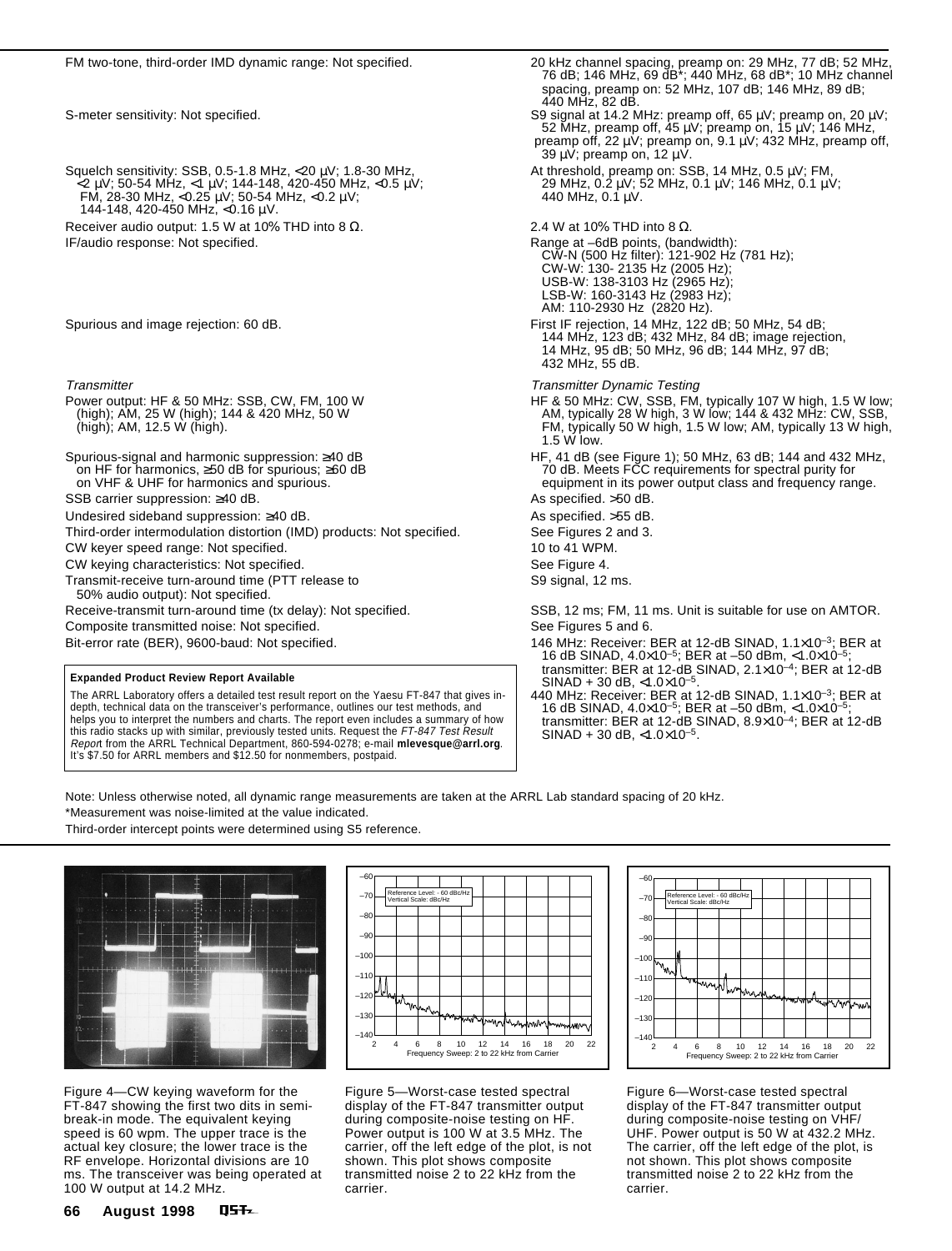| Manufacturer's Claimed Specifications | Measured in the ARRL Lab |
|---|---|
| FM two-tone, third-order IMD dynamic range: Not specified. | 20 kHz channel spacing, preamp on: 29 MHz, 77 dB; 52 MHz, 76 dB; 146 MHz, 69 dB*; 440 MHz, 68 dB*; 10 MHz channel spacing, preamp on: 52 MHz, 107 dB; 146 MHz, 89 dB; 440 MHz, 82 dB. |
| S-meter sensitivity: Not specified. | S9 signal at 14.2 MHz: preamp off, 65 µV; preamp on, 20 µV; 52 MHz, preamp off, 45 µV; preamp on, 15 µV; 146 MHz, preamp off, 22 µV; preamp on, 9.1 µV; 432 MHz, preamp off, 39 µV; preamp on, 12 µV. |
| Squelch sensitivity: SSB, 0.5-1.8 MHz, <20 µV; 1.8-30 MHz, <2 µV; 50-54 MHz, <1 µV; 144-148, 420-450 MHz, <0.5 µV; FM, 28-30 MHz, <0.25 µV; 50-54 MHz, <0.2 µV; 144-148, 420-450 MHz, <0.16 µV. | At threshold, preamp on: SSB, 14 MHz, 0.5 µV; FM, 29 MHz, 0.2 µV; 52 MHz, 0.1 µV; 146 MHz, 0.1 µV; 440 MHz, 0.1 µV. |
| Receiver audio output: 1.5 W at 10% THD into 8 Ω. | 2.4 W at 10% THD into 8 Ω. |
| IF/audio response: Not specified. | Range at –6dB points, (bandwidth): CW-N (500 Hz filter): 121-902 Hz (781 Hz); CW-W: 130- 2135 Hz (2005 Hz); USB-W: 138-3103 Hz (2965 Hz); LSB-W: 160-3143 Hz (2983 Hz); AM: 110-2930 Hz (2820 Hz). |
| Spurious and image rejection: 60 dB. | First IF rejection, 14 MHz, 122 dB; 50 MHz, 54 dB; 144 MHz, 123 dB; 432 MHz, 84 dB; image rejection, 14 MHz, 95 dB; 50 MHz, 96 dB; 144 MHz, 97 dB; 432 MHz, 55 dB. |
| *Transmitter* | *Transmitter Dynamic Testing* |
| Power output: HF & 50 MHz: SSB, CW, FM, 100 W (high); AM, 25 W (high); 144 & 420 MHz, 50 W (high); AM, 12.5 W (high). | HF & 50 MHz: CW, SSB, FM, typically 107 W high, 1.5 W low; AM, typically 28 W high, 3 W low; 144 & 432 MHz: CW, SSB, FM, typically 50 W high, 1.5 W low; AM, typically 13 W high, 1.5 W low. |
| Spurious-signal and harmonic suppression: ≥40 dB on HF for harmonics, ≥50 dB for spurious; ≥60 dB on VHF & UHF for harmonics and spurious. | HF, 41 dB (see Figure 1); 50 MHz, 63 dB; 144 and 432 MHz, 70 dB. Meets FCC requirements for spectral purity for equipment in its power output class and frequency range. |
| SSB carrier suppression: ≥40 dB. | As specified. >50 dB. |
| Undesired sideband suppression: ≥40 dB. | As specified. >55 dB. |
| Third-order intermodulation distortion (IMD) products: Not specified. | See Figures 2 and 3. |
| CW keyer speed range: Not specified. | 10 to 41 WPM. |
| CW keying characteristics: Not specified. | See Figure 4. |
| Transmit-receive turn-around time (PTT release to 50% audio output): Not specified. | S9 signal, 12 ms. |
| Receive-transmit turn-around time (tx delay): Not specified. | SSB, 12 ms; FM, 11 ms. Unit is suitable for use on AMTOR. |
| Composite transmitted noise: Not specified. | See Figures 5 and 6. |
| Bit-error rate (BER), 9600-baud: Not specified. | 146 MHz: Receiver: BER at 12-dB SINAD, $1.1\times10^{-3}$; BER at 16 dB SINAD, $4.0\times10^{-5}$; BER at –50 dBm, $<1.0\times10^{-5}$; transmitter: BER at 12-dB SINAD, $2.1\times10^{-4}$; BER at 12-dB SINAD + 30 dB, $<1.0\times10^{-5}$. 440 MHz: Receiver: BER at 12-dB SINAD, $1.1\times10^{-3}$; BER at 16 dB SINAD, $4.0\times10^{-5}$; BER at –50 dBm, $<1.0\times10^{-5}$; transmitter: BER at 12-dB SINAD, $8.9\times10^{-4}$; BER at 12-dB SINAD + 30 dB, $<1.0\times10^{-5}$. |

**Expanded Product Review Report Available**

The ARRL Laboratory offers a detailed test result report on the Yaesu FT-847 that gives in-depth, technical data on the transceiver's performance, outlines our test methods, and helps you to interpret the numbers and charts. The report even includes a summary of how this radio stacks up with similar, previously tested units. Request the *FT-847 Test Result Report* from the ARRL Technical Department, 860-594-0278; e-mail **mlevesque@arrl.org**. It's $7.50 for ARRL members and $12.50 for nonmembers, postpaid.

Note: Unless otherwise noted, all dynamic range measurements are taken at the ARRL Lab standard spacing of 20 kHz.

*Measurement was noise-limited at the value indicated.

Third-order intercept points were determined using S5 reference.

Figure 4—CW keying waveform for the FT-847 showing the first two dits in semi-break-in mode. The equivalent keying speed is 60 wpm. The upper trace is the actual key closure; the lower trace is the RF envelope. Horizontal divisions are 10 ms. The transceiver was being operated at 100 W output at 14.2 MHz.

Figure 5—Worst-case tested spectral display of the FT-847 transmitter output during composite-noise testing on HF. Power output is 100 W at 3.5 MHz. The carrier, off the left edge of the plot, is not shown. This plot shows composite transmitted noise 2 to 22 kHz from the carrier.

Figure 6—Worst-case tested spectral display of the FT-847 transmitter output during composite-noise testing on VHF/UHF. Power output is 50 W at 432.2 MHz. The carrier, off the left edge of the plot, is not shown. This plot shows composite transmitted noise 2 to 22 kHz from the carrier.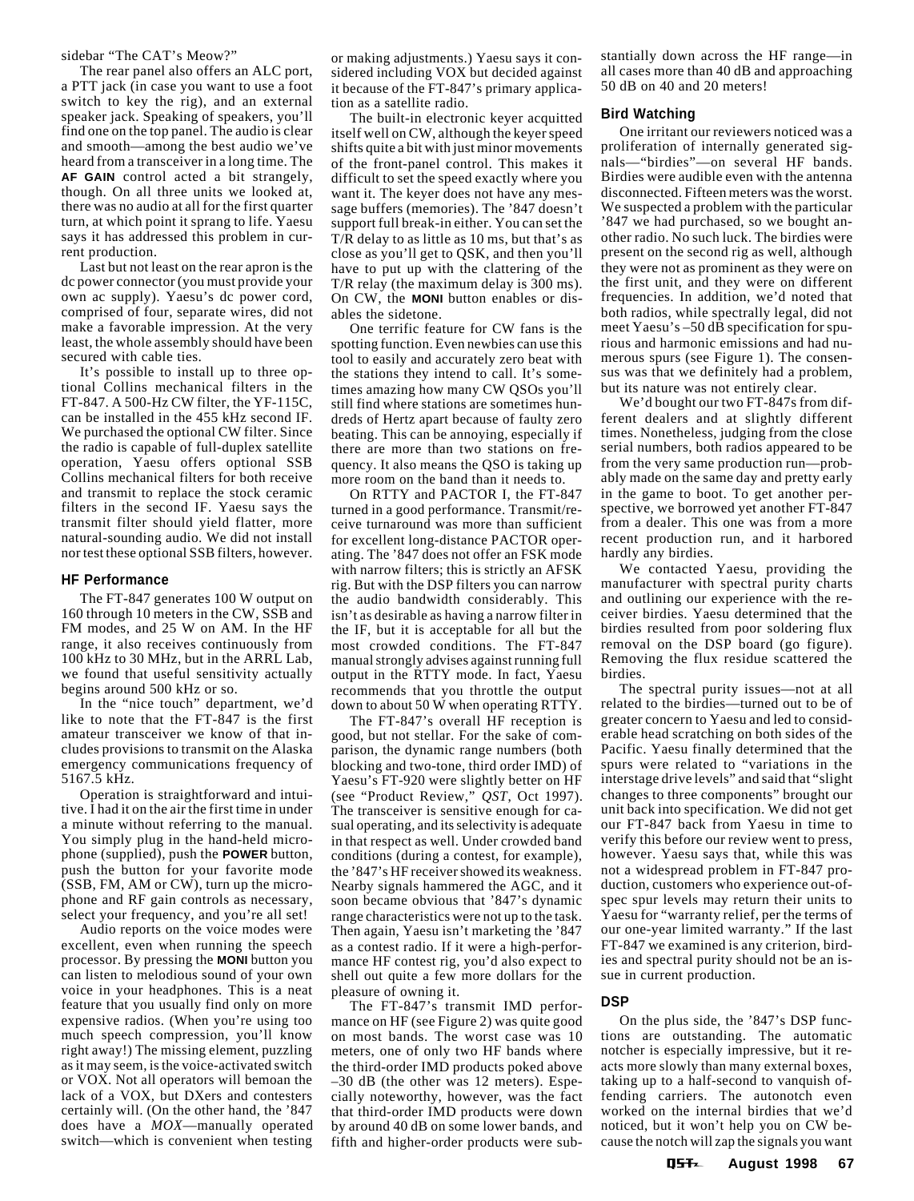sidebar "The CAT's Meow?"

The rear panel also offers an ALC port, a PTT jack (in case you want to use a foot switch to key the rig), and an external speaker jack. Speaking of speakers, you'll find one on the top panel. The audio is clear and smooth—among the best audio we've heard from a transceiver in a long time. The **AF GAIN** control acted a bit strangely, though. On all three units we looked at, there was no audio at all for the first quarter turn, at which point it sprang to life. Yaesu says it has addressed this problem in current production.

Last but not least on the rear apron is the dc power connector (you must provide your own ac supply). Yaesu's dc power cord, comprised of four, separate wires, did not make a favorable impression. At the very least, the whole assembly should have been secured with cable ties.

It's possible to install up to three optional Collins mechanical filters in the FT-847. A 500-Hz CW filter, the YF-115C, can be installed in the 455 kHz second IF. We purchased the optional CW filter. Since the radio is capable of full-duplex satellite operation, Yaesu offers optional SSB Collins mechanical filters for both receive and transmit to replace the stock ceramic filters in the second IF. Yaesu says the transmit filter should yield flatter, more natural-sounding audio. We did not install nor test these optional SSB filters, however.

### HF Performance

The FT-847 generates 100 W output on 160 through 10 meters in the CW, SSB and FM modes, and 25 W on AM. In the HF range, it also receives continuously from 100 kHz to 30 MHz, but in the ARRL Lab, we found that useful sensitivity actually begins around 500 kHz or so.

In the "nice touch" department, we'd like to note that the FT-847 is the first amateur transceiver we know of that includes provisions to transmit on the Alaska emergency communications frequency of 5167.5 kHz.

Operation is straightforward and intuitive. I had it on the air the first time in under a minute without referring to the manual. You simply plug in the hand-held microphone (supplied), push the **POWER** button, push the button for your favorite mode (SSB, FM, AM or CW), turn up the microphone and RF gain controls as necessary, select your frequency, and you're all set!

Audio reports on the voice modes were excellent, even when running the speech processor. By pressing the **MONI** button you can listen to melodious sound of your own voice in your headphones. This is a neat feature that you usually find only on more expensive radios. (When you're using too much speech compression, you'll know right away!) The missing element, puzzling as it may seem, is the voice-activated switch or VOX. Not all operators will bemoan the lack of a VOX, but DXers and contesters certainly will. (On the other hand, the '847 does have a *MOX*—manually operated switch—which is convenient when testing or making adjustments.) Yaesu says it considered including VOX but decided against it because of the FT-847's primary application as a satellite radio.

The built-in electronic keyer acquitted itself well on CW, although the keyer speed shifts quite a bit with just minor movements of the front-panel control. This makes it difficult to set the speed exactly where you want it. The keyer does not have any message buffers (memories). The '847 doesn't support full break-in either. You can set the T/R delay to as little as 10 ms, but that's as close as you'll get to QSK, and then you'll have to put up with the clattering of the T/R relay (the maximum delay is 300 ms). On CW, the **MONI** button enables or disables the sidetone.

One terrific feature for CW fans is the spotting function. Even newbies can use this tool to easily and accurately zero beat with the stations they intend to call. It's sometimes amazing how many CW QSOs you'll still find where stations are sometimes hundreds of Hertz apart because of faulty zero beating. This can be annoying, especially if there are more than two stations on frequency. It also means the QSO is taking up more room on the band than it needs to.

On RTTY and PACTOR I, the FT-847 turned in a good performance. Transmit/receive turnaround was more than sufficient for excellent long-distance PACTOR operating. The '847 does not offer an FSK mode with narrow filters; this is strictly an AFSK rig. But with the DSP filters you can narrow the audio bandwidth considerably. This isn't as desirable as having a narrow filter in the IF, but it is acceptable for all but the most crowded conditions. The FT-847 manual strongly advises against running full output in the RTTY mode. In fact, Yaesu recommends that you throttle the output down to about 50 W when operating RTTY.

The FT-847's overall HF reception is good, but not stellar. For the sake of comparison, the dynamic range numbers (both blocking and two-tone, third order IMD) of Yaesu's FT-920 were slightly better on HF (see "Product Review," *QST*, Oct 1997). The transceiver is sensitive enough for casual operating, and its selectivity is adequate in that respect as well. Under crowded band conditions (during a contest, for example), the '847's HF receiver showed its weakness. Nearby signals hammered the AGC, and it soon became obvious that '847's dynamic range characteristics were not up to the task. Then again, Yaesu isn't marketing the '847 as a contest radio. If it were a high-performance HF contest rig, you'd also expect to shell out quite a few more dollars for the pleasure of owning it.

The FT-847's transmit IMD performance on HF (see Figure 2) was quite good on most bands. The worst case was 10 meters, one of only two HF bands where the third-order IMD products poked above –30 dB (the other was 12 meters). Especially noteworthy, however, was the fact that third-order IMD products were down by around 40 dB on some lower bands, and fifth and higher-order products were substantially down across the HF range—in all cases more than 40 dB and approaching 50 dB on 40 and 20 meters!

### Bird Watching

One irritant our reviewers noticed was a proliferation of internally generated signals—"birdies"—on several HF bands. Birdies were audible even with the antenna disconnected. Fifteen meters was the worst. We suspected a problem with the particular '847 we had purchased, so we bought another radio. No such luck. The birdies were present on the second rig as well, although they were not as prominent as they were on the first unit, and they were on different frequencies. In addition, we'd noted that both radios, while spectrally legal, did not meet Yaesu's –50 dB specification for spurious and harmonic emissions and had numerous spurs (see Figure 1). The consensus was that we definitely had a problem, but its nature was not entirely clear.

We'd bought our two FT-847s from different dealers and at slightly different times. Nonetheless, judging from the close serial numbers, both radios appeared to be from the very same production run—probably made on the same day and pretty early in the game to boot. To get another perspective, we borrowed yet another FT-847 from a dealer. This one was from a more recent production run, and it harbored hardly any birdies.

We contacted Yaesu, providing the manufacturer with spectral purity charts and outlining our experience with the receiver birdies. Yaesu determined that the birdies resulted from poor soldering flux removal on the DSP board (go figure). Removing the flux residue scattered the birdies.

The spectral purity issues—not at all related to the birdies—turned out to be of greater concern to Yaesu and led to considerable head scratching on both sides of the Pacific. Yaesu finally determined that the spurs were related to "variations in the interstage drive levels" and said that "slight changes to three components" brought our unit back into specification. We did not get our FT-847 back from Yaesu in time to verify this before our review went to press, however. Yaesu says that, while this was not a widespread problem in FT-847 production, customers who experience out-of-spec spur levels may return their units to Yaesu for "warranty relief, per the terms of our one-year limited warranty." If the last FT-847 we examined is any criterion, birdies and spectral purity should not be an issue in current production.

### DSP

On the plus side, the '847's DSP functions are outstanding. The automatic notcher is especially impressive, but it reacts more slowly than many external boxes, taking up to a half-second to vanquish offending carriers. The autonotch even worked on the internal birdies that we'd noticed, but it won't help you on CW because the notch will zap the signals you want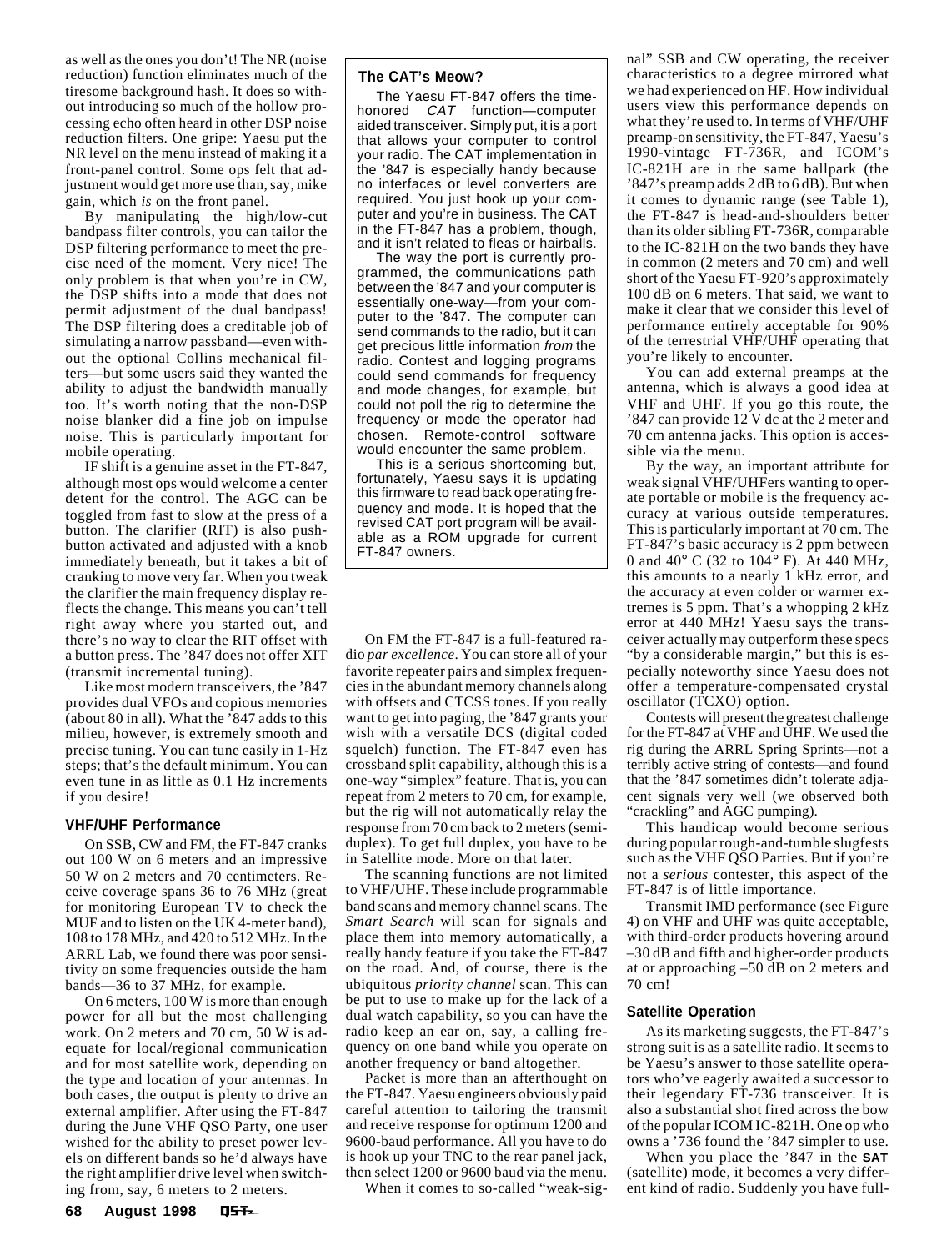as well as the ones you don't! The NR (noise reduction) function eliminates much of the tiresome background hash. It does so without introducing so much of the hollow processing echo often heard in other DSP noise reduction filters. One gripe: Yaesu put the NR level on the menu instead of making it a front-panel control. Some ops felt that adjustment would get more use than, say, mike gain, which *is* on the front panel.

By manipulating the high/low-cut bandpass filter controls, you can tailor the DSP filtering performance to meet the precise need of the moment. Very nice! The only problem is that when you're in CW, the DSP shifts into a mode that does not permit adjustment of the dual bandpass! The DSP filtering does a creditable job of simulating a narrow passband—even without the optional Collins mechanical filters—but some users said they wanted the ability to adjust the bandwidth manually too. It's worth noting that the non-DSP noise blanker did a fine job on impulse noise. This is particularly important for mobile operating.

IF shift is a genuine asset in the FT-847, although most ops would welcome a center detent for the control. The AGC can be toggled from fast to slow at the press of a button. The clarifier (RIT) is also push-button activated and adjusted with a knob immediately beneath, but it takes a bit of cranking to move very far. When you tweak the clarifier the main frequency display reflects the change. This means you can't tell right away where you started out, and there's no way to clear the RIT offset with a button press. The '847 does not offer XIT (transmit incremental tuning).

Like most modern transceivers, the '847 provides dual VFOs and copious memories (about 80 in all). What the '847 adds to this milieu, however, is extremely smooth and precise tuning. You can tune easily in 1-Hz steps; that's the default minimum. You can even tune in as little as 0.1 Hz increments if you desire!

### The CAT's Meow?

The Yaesu FT-847 offers the time-honored *CAT* function—computer aided transceiver. Simply put, it is a port that allows your computer to control your radio. The CAT implementation in the '847 is especially handy because no interfaces or level converters are required. You just hook up your computer and you're in business. The CAT in the FT-847 has a problem, though, and it isn't related to fleas or hairballs.

The way the port is currently programmed, the communications path between the '847 and your computer is essentially one-way—from your computer to the '847. The computer can send commands to the radio, but it can get precious little information *from* the radio. Contest and logging programs could send commands for frequency and mode changes, for example, but could not poll the rig to determine the frequency or mode the operator had chosen. Remote-control software would encounter the same problem.

This is a serious shortcoming but, fortunately, Yaesu says it is updating this firmware to read back operating frequency and mode. It is hoped that the revised CAT port program will be available as a ROM upgrade for current FT-847 owners.

## VHF/UHF Performance

On SSB, CW and FM, the FT-847 cranks out 100 W on 6 meters and an impressive 50 W on 2 meters and 70 centimeters. Receive coverage spans 36 to 76 MHz (great for monitoring European TV to check the MUF and to listen on the UK 4-meter band), 108 to 178 MHz, and 420 to 512 MHz. In the ARRL Lab, we found there was poor sensitivity on some frequencies outside the ham bands—36 to 37 MHz, for example.

On 6 meters, 100 W is more than enough power for all but the most challenging work. On 2 meters and 70 cm, 50 W is adequate for local/regional communication and for most satellite work, depending on the type and location of your antennas. In both cases, the output is plenty to drive an external amplifier. After using the FT-847 during the June VHF QSO Party, one user wished for the ability to preset power levels on different bands so he'd always have the right amplifier drive level when switching from, say, 6 meters to 2 meters.

On FM the FT-847 is a full-featured radio *par excellence*. You can store all of your favorite repeater pairs and simplex frequencies in the abundant memory channels along with offsets and CTCSS tones. If you really want to get into paging, the '847 grants your wish with a versatile DCS (digital coded squelch) function. The FT-847 even has crossband split capability, although this is a one-way "simplex" feature. That is, you can repeat from 2 meters to 70 cm, for example, but the rig will not automatically relay the response from 70 cm back to 2 meters (semi-duplex). To get full duplex, you have to be in Satellite mode. More on that later.

The scanning functions are not limited to VHF/UHF. These include programmable band scans and memory channel scans. The *Smart Search* will scan for signals and place them into memory automatically, a really handy feature if you take the FT-847 on the road. And, of course, there is the ubiquitous *priority channel* scan. This can be put to use to make up for the lack of a dual watch capability, so you can have the radio keep an ear on, say, a calling frequency on one band while you operate on another frequency or band altogether.

Packet is more than an afterthought on the FT-847. Yaesu engineers obviously paid careful attention to tailoring the transmit and receive response for optimum 1200 and 9600-baud performance. All you have to do is hook up your TNC to the rear panel jack, then select 1200 or 9600 baud via the menu.

When it comes to so-called "weak-signal" SSB and CW operating, the receiver characteristics to a degree mirrored what we had experienced on HF. How individual users view this performance depends on what they're used to. In terms of VHF/UHF preamp-on sensitivity, the FT-847, Yaesu's 1990-vintage FT-736R, and ICOM's IC-821H are in the same ballpark (the '847's preamp adds 2 dB to 6 dB). But when it comes to dynamic range (see Table 1), the FT-847 is head-and-shoulders better than its older sibling FT-736R, comparable to the IC-821H on the two bands they have in common (2 meters and 70 cm) and well short of the Yaesu FT-920's approximately 100 dB on 6 meters. That said, we want to make it clear that we consider this level of performance entirely acceptable for 90% of the terrestrial VHF/UHF operating that you're likely to encounter.

You can add external preamps at the antenna, which is always a good idea at VHF and UHF. If you go this route, the '847 can provide 12 V dc at the 2 meter and 70 cm antenna jacks. This option is accessible via the menu.

By the way, an important attribute for weak signal VHF/UHFers wanting to operate portable or mobile is the frequency accuracy at various outside temperatures. This is particularly important at 70 cm. The FT-847's basic accuracy is 2 ppm between 0 and 40° C (32 to 104° F). At 440 MHz, this amounts to a nearly 1 kHz error, and the accuracy at even colder or warmer extremes is 5 ppm. That's a whopping 2 kHz error at 440 MHz! Yaesu says the transceiver actually may outperform these specs "by a considerable margin," but this is especially noteworthy since Yaesu does not offer a temperature-compensated crystal oscillator (TCXO) option.

Contests will present the greatest challenge for the FT-847 at VHF and UHF. We used the rig during the ARRL Spring Sprints—not a terribly active string of contests—and found that the '847 sometimes didn't tolerate adjacent signals very well (we observed both "crackling" and AGC pumping).

This handicap would become serious during popular rough-and-tumble slugfests such as the VHF QSO Parties. But if you're not a *serious* contester, this aspect of the FT-847 is of little importance.

Transmit IMD performance (see Figure 4) on VHF and UHF was quite acceptable, with third-order products hovering around –30 dB and fifth and higher-order products at or approaching –50 dB on 2 meters and 70 cm!

## Satellite Operation

As its marketing suggests, the FT-847's strong suit is as a satellite radio. It seems to be Yaesu's answer to those satellite operators who've eagerly awaited a successor to their legendary FT-736 transceiver. It is also a substantial shot fired across the bow of the popular ICOM IC-821H. One op who owns a '736 found the '847 simpler to use.

When you place the '847 in the **SAT** (satellite) mode, it becomes a very different kind of radio. Suddenly you have full-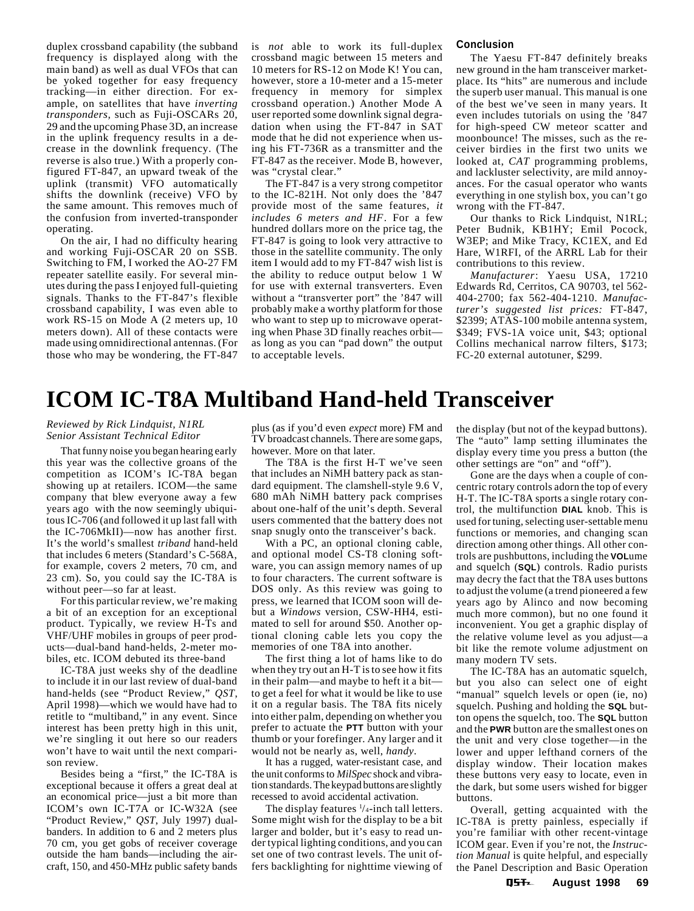duplex crossband capability (the subband frequency is displayed along with the main band) as well as dual VFOs that can be yoked together for easy frequency tracking—in either direction. For example, on satellites that have *inverting transponders*, such as Fuji-OSCARs 20, 29 and the upcoming Phase 3D, an increase in the uplink frequency results in a decrease in the downlink frequency. (The reverse is also true.) With a properly configured FT-847, an upward tweak of the uplink (transmit) VFO automatically shifts the downlink (receive) VFO by the same amount. This removes much of the confusion from inverted-transponder operating.

On the air, I had no difficulty hearing and working Fuji-OSCAR 20 on SSB. Switching to FM, I worked the AO-27 FM repeater satellite easily. For several minutes during the pass I enjoyed full-quieting signals. Thanks to the FT-847's flexible crossband capability, I was even able to work RS-15 on Mode A (2 meters up, 10 meters down). All of these contacts were made using omnidirectional antennas. (For those who may be wondering, the FT-847 is *not* able to work its full-duplex crossband magic between 15 meters and 10 meters for RS-12 on Mode K! You can, however, store a 10-meter and a 15-meter frequency in memory for simplex crossband operation.) Another Mode A user reported some downlink signal degradation when using the FT-847 in SAT mode that he did not experience when using his FT-736R as a transmitter and the FT-847 as the receiver. Mode B, however, was "crystal clear."

The FT-847 is a very strong competitor to the IC-821H. Not only does the '847 provide most of the same features, *it includes 6 meters and HF*. For a few hundred dollars more on the price tag, the FT-847 is going to look very attractive to those in the satellite community. The only item I would add to my FT-847 wish list is the ability to reduce output below 1 W for use with external transverters. Even without a "transverter port" the '847 will probably make a worthy platform for those who want to step up to microwave operating when Phase 3D finally reaches orbit—as long as you can "pad down" the output to acceptable levels.

### Conclusion

The Yaesu FT-847 definitely breaks new ground in the ham transceiver marketplace. Its "hits" are numerous and include the superb user manual. This manual is one of the best we've seen in many years. It even includes tutorials on using the '847 for high-speed CW meteor scatter and moonbounce! The misses, such as the receiver birdies in the first two units we looked at, *CAT* programming problems, and lackluster selectivity, are mild annoyances. For the casual operator who wants everything in one stylish box, you can't go wrong with the FT-847.

Our thanks to Rick Lindquist, N1RL; Peter Budnik, KB1HY; Emil Pocock, W3EP; and Mike Tracy, KC1EX, and Ed Hare, W1RFI, of the ARRL Lab for their contributions to this review.

*Manufacturer*: Yaesu USA, 17210 Edwards Rd, Cerritos, CA 90703, tel 562-404-2700; fax 562-404-1210. *Manufacturer's suggested list prices:* FT-847, $2399; ATAS-100 mobile antenna system, $349; FVS-1A voice unit, $43; optional Collins mechanical narrow filters, $173; FC-20 external autotuner, $299.

# ICOM IC-T8A Multiband Hand-held Transceiver

*Reviewed by Rick Lindquist, N1RL*
*Senior Assistant Technical Editor*

That funny noise you began hearing early this year was the collective groans of the competition as ICOM's IC-T8A began showing up at retailers. ICOM—the same company that blew everyone away a few years ago with the now seemingly ubiquitous IC-706 (and followed it up last fall with the IC-706MkII)—now has another first. It's the world's smallest *triband* hand-held that includes 6 meters (Standard's C-568A, for example, covers 2 meters, 70 cm, and 23 cm). So, you could say the IC-T8A is without peer—so far at least.

For this particular review, we're making a bit of an exception for an exceptional product. Typically, we review H-Ts and VHF/UHF mobiles in groups of peer products—dual-band hand-helds, 2-meter mobiles, etc. ICOM debuted its three-band IC-T8A just weeks shy of the deadline to include it in our last review of dual-band hand-helds (see "Product Review," *QST*, April 1998)—which we would have had to retitle to "multiband," in any event. Since interest has been pretty high in this unit, we're singling it out here so our readers won't have to wait until the next comparison review.

Besides being a "first," the IC-T8A is exceptional because it offers a great deal at an economical price—just a bit more than ICOM's own IC-T7A or IC-W32A (see "Product Review," *QST*, July 1997) dual-banders. In addition to 6 and 2 meters plus 70 cm, you get gobs of receiver coverage outside the ham bands—including the aircraft, 150, and 450-MHz public safety bands plus (as if you'd even *expect* more) FM and TV broadcast channels. There are some gaps, however. More on that later.

The T8A is the first H-T we've seen that includes an NiMH battery pack as standard equipment. The clamshell-style 9.6 V, 680 mAh NiMH battery pack comprises about one-half of the unit's depth. Several users commented that the battery does not snap snugly onto the transceiver's back.

With a PC, an optional cloning cable, and optional model CS-T8 cloning software, you can assign memory names of up to four characters. The current software is DOS only. As this review was going to press, we learned that ICOM soon will debut a *Windows* version, CSW-HH4, estimated to sell for around $50. Another optional cloning cable lets you copy the memories of one T8A into another.

The first thing a lot of hams like to do when they try out an H-T is to see how it fits in their palm—and maybe to heft it a bit—to get a feel for what it would be like to use it on a regular basis. The T8A fits nicely into either palm, depending on whether you prefer to actuate the **PTT** button with your thumb or your forefinger. Any larger and it would not be nearly as, well, *handy*.

It has a rugged, water-resistant case, and the unit conforms to *MilSpec* shock and vibration standards. The keypad buttons are slightly recessed to avoid accidental activation.

The display features 1/4-inch tall letters. Some might wish for the display to be a bit larger and bolder, but it's easy to read under typical lighting conditions, and you can set one of two contrast levels. The unit offers backlighting for nighttime viewing of the display (but not of the keypad buttons). The "auto" lamp setting illuminates the display every time you press a button (the other settings are "on" and "off").

Gone are the days when a couple of concentric rotary controls adorn the top of every H-T. The IC-T8A sports a single rotary control, the multifunction **DIAL** knob. This is used for tuning, selecting user-settable menu functions or memories, and changing scan direction among other things. All other controls are pushbuttons, including the **VOL**ume and squelch (**SQL**) controls. Radio purists may decry the fact that the T8A uses buttons to adjust the volume (a trend pioneered a few years ago by Alinco and now becoming much more common), but no one found it inconvenient. You get a graphic display of the relative volume level as you adjust—a bit like the remote volume adjustment on many modern TV sets.

The IC-T8A has an automatic squelch, but you also can select one of eight "manual" squelch levels or open (ie, no) squelch. Pushing and holding the **SQL** button opens the squelch, too. The **SQL** button and the **PWR** button are the smallest ones on the unit and very close together—in the lower and upper lefthand corners of the display window. Their location makes these buttons very easy to locate, even in the dark, but some users wished for bigger buttons.

Overall, getting acquainted with the IC-T8A is pretty painless, especially if you're familiar with other recent-vintage ICOM gear. Even if you're not, the *Instruction Manual* is quite helpful, and especially the Panel Description and Basic Operation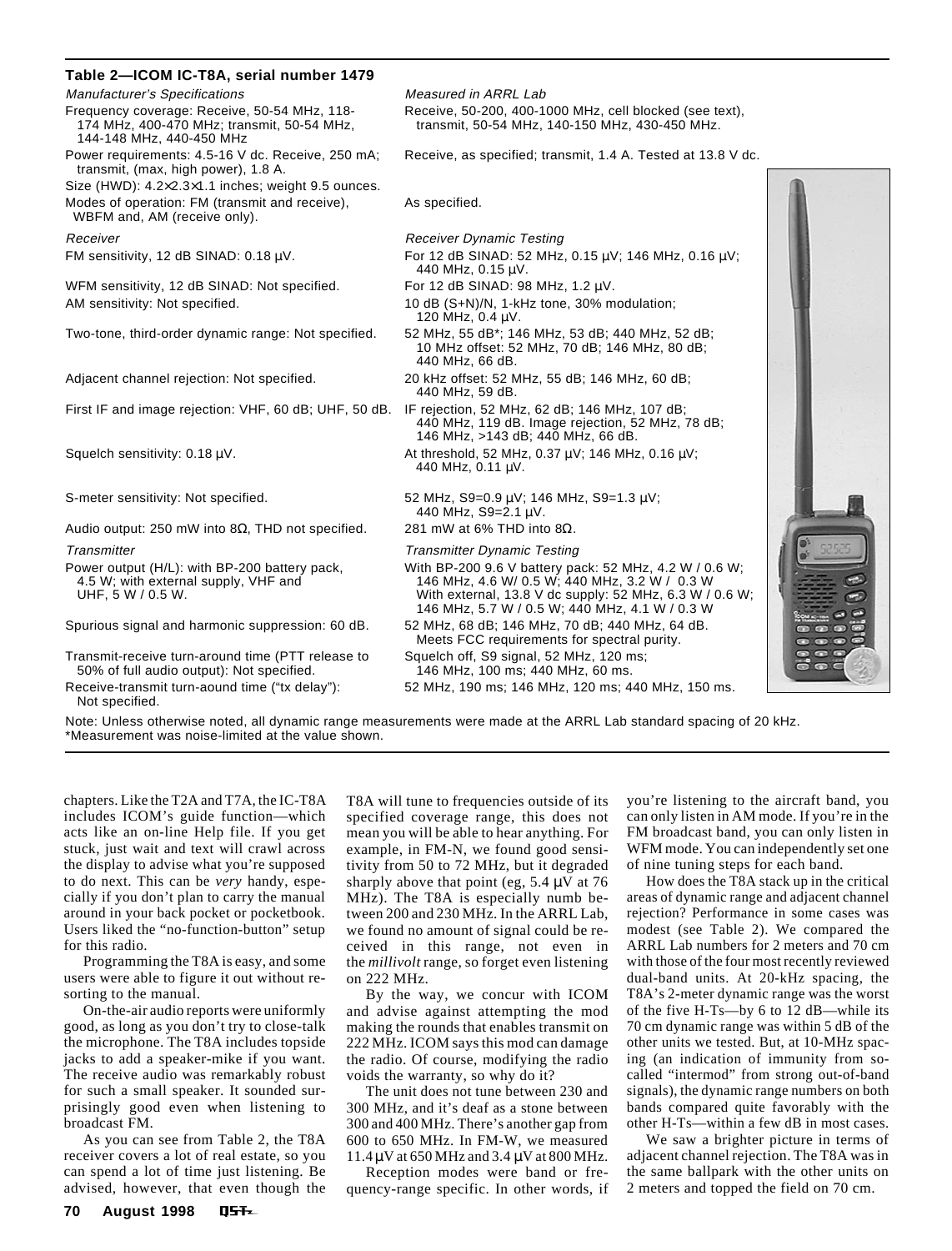**Table 2—ICOM IC-T8A, serial number 1479**

| *Manufacturer's Specifications* | *Measured in ARRL Lab* |
|---|---|
| Frequency coverage: Receive, 50-54 MHz, 118-174 MHz, 400-470 MHz; transmit, 50-54 MHz, 144-148 MHz, 440-450 MHz | Receive, 50-200, 400-1000 MHz, cell blocked (see text), transmit, 50-54 MHz, 140-150 MHz, 430-450 MHz. |
| Power requirements: 4.5-16 V dc. Receive, 250 mA; transmit, (max, high power), 1.8 A. | Receive, as specified; transmit, 1.4 A. Tested at 13.8 V dc. |
| Size (HWD): 4.2×2.3×1.1 inches; weight 9.5 ounces. | |
| Modes of operation: FM (transmit and receive), WBFM and, AM (receive only). | As specified. |
| *Receiver* | *Receiver Dynamic Testing* |
| FM sensitivity, 12 dB SINAD: 0.18 µV. | For 12 dB SINAD: 52 MHz, 0.15 µV; 146 MHz, 0.16 µV; 440 MHz, 0.15 µV. |
| WFM sensitivity, 12 dB SINAD: Not specified. | For 12 dB SINAD: 98 MHz, 1.2 µV. |
| AM sensitivity: Not specified. | 10 dB (S+N)/N, 1-kHz tone, 30% modulation; 120 MHz, 0.4 µV. |
| Two-tone, third-order dynamic range: Not specified. | 52 MHz, 55 dB*; 146 MHz, 53 dB; 440 MHz, 52 dB; 10 MHz offset: 52 MHz, 70 dB; 146 MHz, 80 dB; 440 MHz, 66 dB. |
| Adjacent channel rejection: Not specified. | 20 kHz offset: 52 MHz, 55 dB; 146 MHz, 60 dB; 440 MHz, 59 dB. |
| First IF and image rejection: VHF, 60 dB; UHF, 50 dB. | IF rejection, 52 MHz, 62 dB; 146 MHz, 107 dB; 440 MHz, 119 dB. Image rejection, 52 MHz, 78 dB; 146 MHz, >143 dB; 440 MHz, 66 dB. |
| Squelch sensitivity: 0.18 µV. | At threshold, 52 MHz, 0.37 µV; 146 MHz, 0.16 µV; 440 MHz, 0.11 µV. |
| S-meter sensitivity: Not specified. | 52 MHz, S9=0.9 µV; 146 MHz, S9=1.3 µV; 440 MHz, S9=2.1 µV. |
| Audio output: 250 mW into 8Ω, THD not specified. | 281 mW at 6% THD into 8Ω. |
| *Transmitter* | *Transmitter Dynamic Testing* |
| Power output (H/L): with BP-200 battery pack, 4.5 W; with external supply, VHF and UHF, 5 W / 0.5 W. | With BP-200 9.6 V battery pack: 52 MHz, 4.2 W / 0.6 W; 146 MHz, 4.6 W/ 0.5 W; 440 MHz, 3.2 W / 0.3 W With external, 13.8 V dc supply: 52 MHz, 6.3 W / 0.6 W; 146 MHz, 5.7 W / 0.5 W; 440 MHz, 4.1 W / 0.3 W |
| Spurious signal and harmonic suppression: 60 dB. | 52 MHz, 68 dB; 146 MHz, 70 dB; 440 MHz, 64 dB. Meets FCC requirements for spectral purity. |
| Transmit-receive turn-around time (PTT release to 50% of full audio output): Not specified. | Squelch off, S9 signal, 52 MHz, 120 ms; 146 MHz, 100 ms; 440 MHz, 60 ms. |
| Receive-transmit turn-aound time ("tx delay"): Not specified. | 52 MHz, 190 ms; 146 MHz, 120 ms; 440 MHz, 150 ms. |

Note: Unless otherwise noted, all dynamic range measurements were made at the ARRL Lab standard spacing of 20 kHz.
*Measurement was noise-limited at the value shown.

chapters. Like the T2A and T7A, the IC-T8A includes ICOM's guide function—which acts like an on-line Help file. If you get stuck, just wait and text will crawl across the display to advise what you're supposed to do next. This can be *very* handy, especially if you don't plan to carry the manual around in your back pocket or pocketbook. Users liked the "no-function-button" setup for this radio.

Programming the T8A is easy, and some users were able to figure it out without resorting to the manual.

On-the-air audio reports were uniformly good, as long as you don't try to close-talk the microphone. The T8A includes topside jacks to add a speaker-mike if you want. The receive audio was remarkably robust for such a small speaker. It sounded surprisingly good even when listening to broadcast FM.

As you can see from Table 2, the T8A receiver covers a lot of real estate, so you can spend a lot of time just listening. Be advised, however, that even though the T8A will tune to frequencies outside of its specified coverage range, this does not mean you will be able to hear anything. For example, in FM-N, we found good sensitivity from 50 to 72 MHz, but it degraded sharply above that point (eg, 5.4 µV at 76 MHz). The T8A is especially numb between 200 and 230 MHz. In the ARRL Lab, we found no amount of signal could be received in this range, not even in the *millivolt* range, so forget even listening on 222 MHz.

By the way, we concur with ICOM and advise against attempting the mod making the rounds that enables transmit on 222 MHz. ICOM says this mod can damage the radio. Of course, modifying the radio voids the warranty, so why do it?

The unit does not tune between 230 and 300 MHz, and it's deaf as a stone between 300 and 400 MHz. There's another gap from 600 to 650 MHz. In FM-W, we measured 11.4 µV at 650 MHz and 3.4 µV at 800 MHz.

Reception modes were band or frequency-range specific. In other words, if you're listening to the aircraft band, you can only listen in AM mode. If you're in the FM broadcast band, you can only listen in WFM mode. You can independently set one of nine tuning steps for each band.

How does the T8A stack up in the critical areas of dynamic range and adjacent channel rejection? Performance in some cases was modest (see Table 2). We compared the ARRL Lab numbers for 2 meters and 70 cm with those of the four most recently reviewed dual-band units. At 20-kHz spacing, the T8A's 2-meter dynamic range was the worst of the five H-Ts—by 6 to 12 dB—while its 70 cm dynamic range was within 5 dB of the other units we tested. But, at 10-MHz spacing (an indication of immunity from so-called "intermod" from strong out-of-band signals), the dynamic range numbers on both bands compared quite favorably with the other H-Ts—within a few dB in most cases.

We saw a brighter picture in terms of adjacent channel rejection. The T8A was in the same ballpark with the other units on 2 meters and topped the field on 70 cm.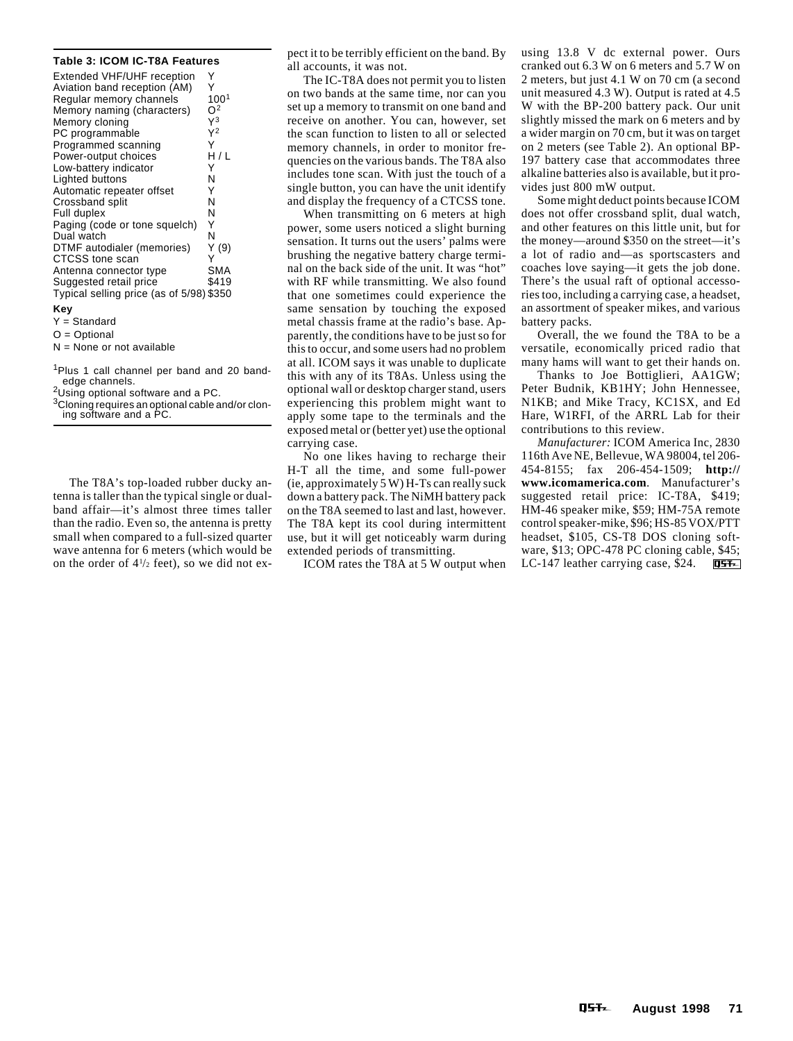**Table 3: ICOM IC-T8A Features**

| | |
|---|---|
| Extended VHF/UHF reception | Y |
| Aviation band reception (AM) | Y |
| Regular memory channels | 100[1] |
| Memory naming (characters) | O[2] |
| Memory cloning | Y[3] |
| PC programmable | Y[2] |
| Programmed scanning | Y |
| Power-output choices | H / L |
| Low-battery indicator | Y |
| Lighted buttons | N |
| Automatic repeater offset | Y |
| Crossband split | N |
| Full duplex | N |
| Paging (code or tone squelch) | Y |
| Dual watch | N |
| DTMF autodialer (memories) | Y (9) |
| CTCSS tone scan | Y |
| Antenna connector type | SMA |
| Suggested retail price | $419 |
| Typical selling price (as of 5/98) | $350 |

**Key**

Y = Standard

O = Optional

N = None or not available

[1]Plus 1 call channel per band and 20 band-edge channels.

[2]Using optional software and a PC.

[3]Cloning requires an optional cable and/or cloning software and a PC.

The T8A's top-loaded rubber ducky antenna is taller than the typical single or dual-band affair—it's almost three times taller than the radio. Even so, the antenna is pretty small when compared to a full-sized quarter wave antenna for 6 meters (which would be on the order of 4½ feet), so we did not expect it to be terribly efficient on the band. By all accounts, it was not.

The IC-T8A does not permit you to listen on two bands at the same time, nor can you set up a memory to transmit on one band and receive on another. You can, however, set the scan function to listen to all or selected memory channels, in order to monitor frequencies on the various bands. The T8A also includes tone scan. With just the touch of a single button, you can have the unit identify and display the frequency of a CTCSS tone.

When transmitting on 6 meters at high power, some users noticed a slight burning sensation. It turns out the users' palms were brushing the negative battery charge terminal on the back side of the unit. It was "hot" with RF while transmitting. We also found that one sometimes could experience the same sensation by touching the exposed metal chassis frame at the radio's base. Apparently, the conditions have to be just so for this to occur, and some users had no problem at all. ICOM says it was unable to duplicate this with any of its T8As. Unless using the optional wall or desktop charger stand, users experiencing this problem might want to apply some tape to the terminals and the exposed metal or (better yet) use the optional carrying case.

No one likes having to recharge their H-T all the time, and some full-power (ie, approximately 5 W) H-Ts can really suck down a battery pack. The NiMH battery pack on the T8A seemed to last and last, however. The T8A kept its cool during intermittent use, but it will get noticeably warm during extended periods of transmitting.

ICOM rates the T8A at 5 W output when using 13.8 V dc external power. Ours cranked out 6.3 W on 6 meters and 5.7 W on 2 meters, but just 4.1 W on 70 cm (a second unit measured 4.3 W). Output is rated at 4.5 W with the BP-200 battery pack. Our unit slightly missed the mark on 6 meters and by a wider margin on 70 cm, but it was on target on 2 meters (see Table 2). An optional BP-197 battery case that accommodates three alkaline batteries also is available, but it provides just 800 mW output.

Some might deduct points because ICOM does not offer crossband split, dual watch, and other features on this little unit, but for the money—around $350 on the street—it's a lot of radio and—as sportscasters and coaches love saying—it gets the job done. There's the usual raft of optional accessories too, including a carrying case, a headset, an assortment of speaker mikes, and various battery packs.

Overall, the we found the T8A to be a versatile, economically priced radio that many hams will want to get their hands on.

Thanks to Joe Bottiglieri, AA1GW; Peter Budnik, KB1HY; John Hennessee, N1KB; and Mike Tracy, KC1SX, and Ed Hare, W1RFI, of the ARRL Lab for their contributions to this review.

*Manufacturer:* ICOM America Inc, 2830 116th Ave NE, Bellevue, WA 98004, tel 206-454-8155; fax 206-454-1509; **http://www.icomamerica.com**. Manufacturer's suggested retail price: IC-T8A, $419; HM-46 speaker mike, $59; HM-75A remote control speaker-mike, $96; HS-85 VOX/PTT headset, $105, CS-T8 DOS cloning software, $13; OPC-478 PC cloning cable, $45; LC-147 leather carrying case, $24.